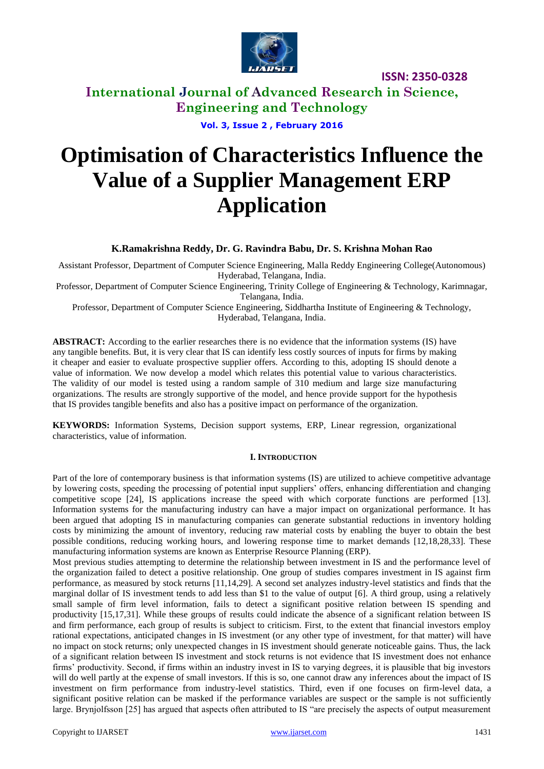# Optimisation of Characteristics Influence the Value of a Supplier Management ERP Application

**K.Ramakrishna Reddy, Dr. G. Ravindra Babu, Dr. S. Krishna Mohan Rao**

Assistant Professor, Department of Computer Science Engineering, Malla Reddy Engineering College(Autonomous) Hyderabad, Telangana, India.

Professor, Department of Computer Science Engineering, Trinity College of Engineering & Technology, Karimnagar, Telangana, India.

Professor, Department of Computer Science Engineering, Siddhartha Institute of Engineering & Technology, Hyderabad, Telangana, India.

**ABSTRACT:** According to the earlier researches there is no evidence that the information systems (IS) have any tangible benefits. But, it is very clear that IS can identify less costly sources of inputs for firms by making it cheaper and easier to evaluate prospective supplier offers. According to this, adopting IS should denote a value of information. We now develop a model which relates this potential value to various characteristics. The validity of our model is tested using a random sample of 310 medium and large size manufacturing organizations. The results are strongly supportive of the model, and hence provide support for the hypothesis that IS provides tangible benefits and also has a positive impact on performance of the organization.

**KEYWORDS:** Information Systems, Decision support systems, ERP, Linear regression, organizational characteristics, value of information.

## I. INTRODUCTION

Part of the lore of contemporary business is that information systems (IS) are utilized to achieve competitive advantage by lowering costs, speeding the processing of potential input suppliers' offers, enhancing differentiation and changing competitive scope [24], IS applications increase the speed with which corporate functions are performed [13]. Information systems for the manufacturing industry can have a major impact on organizational performance. It has been argued that adopting IS in manufacturing companies can generate substantial reductions in inventory holding costs by minimizing the amount of inventory, reducing raw material costs by enabling the buyer to obtain the best possible conditions, reducing working hours, and lowering response time to market demands [12,18,28,33]. These manufacturing information systems are known as Enterprise Resource Planning (ERP).

Most previous studies attempting to determine the relationship between investment in IS and the performance level of the organization failed to detect a positive relationship. One group of studies compares investment in IS against firm performance, as measured by stock returns [11,14,29]. A second set analyzes industry-level statistics and finds that the marginal dollar of IS investment tends to add less than $1 to the value of output [6]. A third group, using a relatively small sample of firm level information, fails to detect a significant positive relation between IS spending and productivity [15,17,31]. While these groups of results could indicate the absence of a significant relation between IS and firm performance, each group of results is subject to criticism. First, to the extent that financial investors employ rational expectations, anticipated changes in IS investment (or any other type of investment, for that matter) will have no impact on stock returns; only unexpected changes in IS investment should generate noticeable gains. Thus, the lack of a significant relation between IS investment and stock returns is not evidence that IS investment does not enhance firms' productivity. Second, if firms within an industry invest in IS to varying degrees, it is plausible that big investors will do well partly at the expense of small investors. If this is so, one cannot draw any inferences about the impact of IS investment on firm performance from industry-level statistics. Third, even if one focuses on firm-level data, a significant positive relation can be masked if the performance variables are suspect or the sample is not sufficiently large. Brynjolfsson [25] has argued that aspects often attributed to IS "are precisely the aspects of output measurement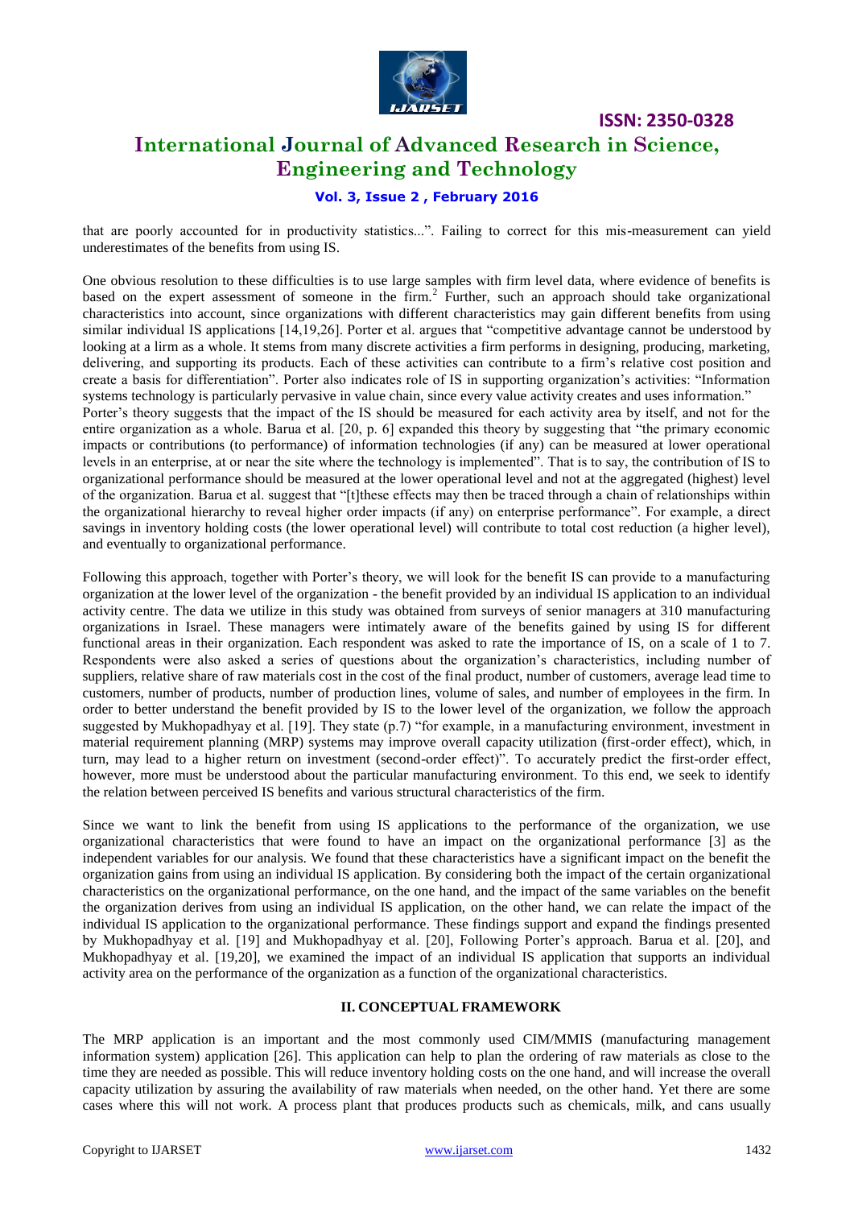that are poorly accounted for in productivity statistics...". Failing to correct for this mis-measurement can yield underestimates of the benefits from using IS.

One obvious resolution to these difficulties is to use large samples with firm level data, where evidence of benefits is based on the expert assessment of someone in the firm.[2] Further, such an approach should take organizational characteristics into account, since organizations with different characteristics may gain different benefits from using similar individual IS applications [14,19,26]. Porter et al. argues that "competitive advantage cannot be understood by looking at a lirm as a whole. It stems from many discrete activities a firm performs in designing, producing, marketing, delivering, and supporting its products. Each of these activities can contribute to a firm's relative cost position and create a basis for differentiation". Porter also indicates role of IS in supporting organization's activities: "Information systems technology is particularly pervasive in value chain, since every value activity creates and uses information."
Porter's theory suggests that the impact of the IS should be measured for each activity area by itself, and not for the entire organization as a whole. Barua et al. [20, p. 6] expanded this theory by suggesting that "the primary economic impacts or contributions (to performance) of information technologies (if any) can be measured at lower operational levels in an enterprise, at or near the site where the technology is implemented". That is to say, the contribution of IS to organizational performance should be measured at the lower operational level and not at the aggregated (highest) level of the organization. Barua et al. suggest that "[t]hese effects may then be traced through a chain of relationships within the organizational hierarchy to reveal higher order impacts (if any) on enterprise performance". For example, a direct savings in inventory holding costs (the lower operational level) will contribute to total cost reduction (a higher level), and eventually to organizational performance.

Following this approach, together with Porter's theory, we will look for the benefit IS can provide to a manufacturing organization at the lower level of the organization - the benefit provided by an individual IS application to an individual activity centre. The data we utilize in this study was obtained from surveys of senior managers at 310 manufacturing organizations in Israel. These managers were intimately aware of the benefits gained by using IS for different functional areas in their organization. Each respondent was asked to rate the importance of IS, on a scale of 1 to 7. Respondents were also asked a series of questions about the organization's characteristics, including number of suppliers, relative share of raw materials cost in the cost of the final product, number of customers, average lead time to customers, number of products, number of production lines, volume of sales, and number of employees in the firm. In order to better understand the benefit provided by IS to the lower level of the organization, we follow the approach suggested by Mukhopadhyay et al. [19]. They state (p.7) "for example, in a manufacturing environment, investment in material requirement planning (MRP) systems may improve overall capacity utilization (first-order effect), which, in turn, may lead to a higher return on investment (second-order effect)". To accurately predict the first-order effect, however, more must be understood about the particular manufacturing environment. To this end, we seek to identify the relation between perceived IS benefits and various structural characteristics of the firm.

Since we want to link the benefit from using IS applications to the performance of the organization, we use organizational characteristics that were found to have an impact on the organizational performance [3] as the independent variables for our analysis. We found that these characteristics have a significant impact on the benefit the organization gains from using an individual IS application. By considering both the impact of the certain organizational characteristics on the organizational performance, on the one hand, and the impact of the same variables on the benefit the organization derives from using an individual IS application, on the other hand, we can relate the impact of the individual IS application to the organizational performance. These findings support and expand the findings presented by Mukhopadhyay et al. [19] and Mukhopadhyay et al. [20], Following Porter's approach. Barua et al. [20], and Mukhopadhyay et al. [19,20], we examined the impact of an individual IS application that supports an individual activity area on the performance of the organization as a function of the organizational characteristics.

## II. CONCEPTUAL FRAMEWORK

The MRP application is an important and the most commonly used CIM/MMIS (manufacturing management information system) application [26]. This application can help to plan the ordering of raw materials as close to the time they are needed as possible. This will reduce inventory holding costs on the one hand, and will increase the overall capacity utilization by assuring the availability of raw materials when needed, on the other hand. Yet there are some cases where this will not work. A process plant that produces products such as chemicals, milk, and cans usually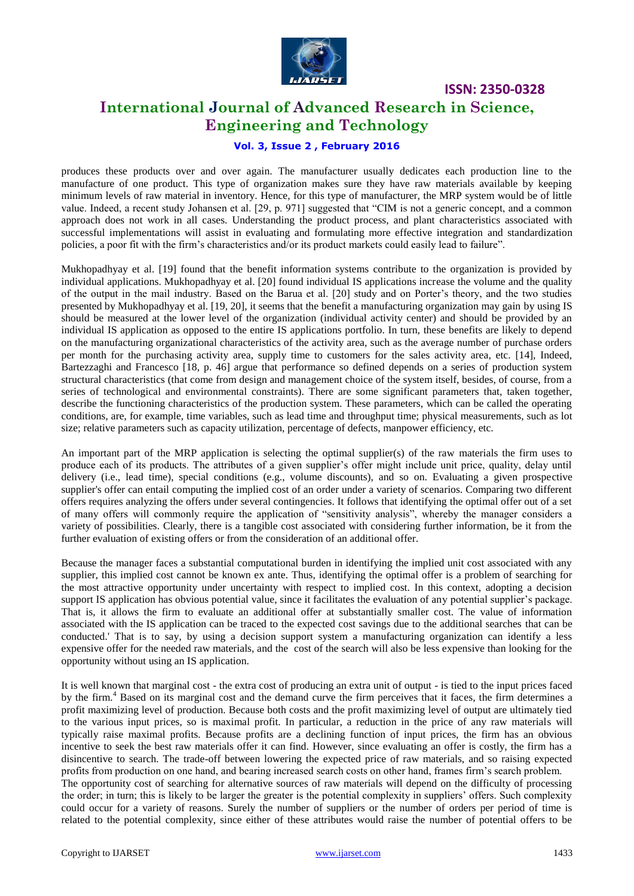produces these products over and over again. The manufacturer usually dedicates each production line to the manufacture of one product. This type of organization makes sure they have raw materials available by keeping minimum levels of raw material in inventory. Hence, for this type of manufacturer, the MRP system would be of little value. Indeed, a recent study Johansen et al. [29, p. 971] suggested that "CIM is not a generic concept, and a common approach does not work in all cases. Understanding the product process, and plant characteristics associated with successful implementations will assist in evaluating and formulating more effective integration and standardization policies, a poor fit with the firm's characteristics and/or its product markets could easily lead to failure".

Mukhopadhyay et al. [19] found that the benefit information systems contribute to the organization is provided by individual applications. Mukhopadhyay et al. [20] found individual IS applications increase the volume and the quality of the output in the mail industry. Based on the Barua et al. [20] study and on Porter's theory, and the two studies presented by Mukhopadhyay et al. [19, 20], it seems that the benefit a manufacturing organization may gain by using IS should be measured at the lower level of the organization (individual activity center) and should be provided by an individual IS application as opposed to the entire IS applications portfolio. In turn, these benefits are likely to depend on the manufacturing organizational characteristics of the activity area, such as the average number of purchase orders per month for the purchasing activity area, supply time to customers for the sales activity area, etc. [14], Indeed, Bartezzaghi and Francesco [18, p. 46] argue that performance so defined depends on a series of production system structural characteristics (that come from design and management choice of the system itself, besides, of course, from a series of technological and environmental constraints). There are some significant parameters that, taken together, describe the functioning characteristics of the production system. These parameters, which can be called the operating conditions, are, for example, time variables, such as lead time and throughput time; physical measurements, such as lot size; relative parameters such as capacity utilization, percentage of defects, manpower efficiency, etc.

An important part of the MRP application is selecting the optimal supplier(s) of the raw materials the firm uses to produce each of its products. The attributes of a given supplier's offer might include unit price, quality, delay until delivery (i.e., lead time), special conditions (e.g., volume discounts), and so on. Evaluating a given prospective supplier's offer can entail computing the implied cost of an order under a variety of scenarios. Comparing two different offers requires analyzing the offers under several contingencies. It follows that identifying the optimal offer out of a set of many offers will commonly require the application of "sensitivity analysis", whereby the manager considers a variety of possibilities. Clearly, there is a tangible cost associated with considering further information, be it from the further evaluation of existing offers or from the consideration of an additional offer.

Because the manager faces a substantial computational burden in identifying the implied unit cost associated with any supplier, this implied cost cannot be known ex ante. Thus, identifying the optimal offer is a problem of searching for the most attractive opportunity under uncertainty with respect to implied cost. In this context, adopting a decision support IS application has obvious potential value, since it facilitates the evaluation of any potential supplier's package. That is, it allows the firm to evaluate an additional offer at substantially smaller cost. The value of information associated with the IS application can be traced to the expected cost savings due to the additional searches that can be conducted.' That is to say, by using a decision support system a manufacturing organization can identify a less expensive offer for the needed raw materials, and the cost of the search will also be less expensive than looking for the opportunity without using an IS application.

It is well known that marginal cost - the extra cost of producing an extra unit of output - is tied to the input prices faced by the firm.[4] Based on its marginal cost and the demand curve the firm perceives that it faces, the firm determines a profit maximizing level of production. Because both costs and the profit maximizing level of output are ultimately tied to the various input prices, so is maximal profit. In particular, a reduction in the price of any raw materials will typically raise maximal profits. Because profits are a declining function of input prices, the firm has an obvious incentive to seek the best raw materials offer it can find. However, since evaluating an offer is costly, the firm has a disincentive to search. The trade-off between lowering the expected price of raw materials, and so raising expected profits from production on one hand, and bearing increased search costs on other hand, frames firm's search problem.

The opportunity cost of searching for alternative sources of raw materials will depend on the difficulty of processing the order; in turn; this is likely to be larger the greater is the potential complexity in suppliers' offers. Such complexity could occur for a variety of reasons. Surely the number of suppliers or the number of orders per period of time is related to the potential complexity, since either of these attributes would raise the number of potential offers to be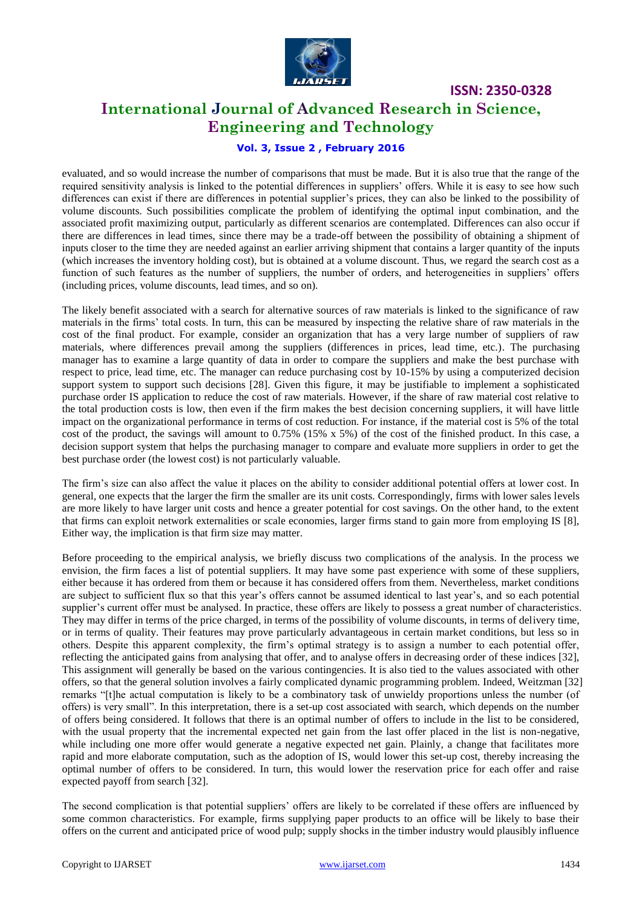evaluated, and so would increase the number of comparisons that must be made. But it is also true that the range of the required sensitivity analysis is linked to the potential differences in suppliers' offers. While it is easy to see how such differences can exist if there are differences in potential supplier's prices, they can also be linked to the possibility of volume discounts. Such possibilities complicate the problem of identifying the optimal input combination, and the associated profit maximizing output, particularly as different scenarios are contemplated. Differences can also occur if there are differences in lead times, since there may be a trade-off between the possibility of obtaining a shipment of inputs closer to the time they are needed against an earlier arriving shipment that contains a larger quantity of the inputs (which increases the inventory holding cost), but is obtained at a volume discount. Thus, we regard the search cost as a function of such features as the number of suppliers, the number of orders, and heterogeneities in suppliers' offers (including prices, volume discounts, lead times, and so on).

The likely benefit associated with a search for alternative sources of raw materials is linked to the significance of raw materials in the firms' total costs. In turn, this can be measured by inspecting the relative share of raw materials in the cost of the final product. For example, consider an organization that has a very large number of suppliers of raw materials, where differences prevail among the suppliers (differences in prices, lead time, etc.). The purchasing manager has to examine a large quantity of data in order to compare the suppliers and make the best purchase with respect to price, lead time, etc. The manager can reduce purchasing cost by 10-15% by using a computerized decision support system to support such decisions [28]. Given this figure, it may be justifiable to implement a sophisticated purchase order IS application to reduce the cost of raw materials. However, if the share of raw material cost relative to the total production costs is low, then even if the firm makes the best decision concerning suppliers, it will have little impact on the organizational performance in terms of cost reduction. For instance, if the material cost is 5% of the total cost of the product, the savings will amount to 0.75% (15% x 5%) of the cost of the finished product. In this case, a decision support system that helps the purchasing manager to compare and evaluate more suppliers in order to get the best purchase order (the lowest cost) is not particularly valuable.

The firm's size can also affect the value it places on the ability to consider additional potential offers at lower cost. In general, one expects that the larger the firm the smaller are its unit costs. Correspondingly, firms with lower sales levels are more likely to have larger unit costs and hence a greater potential for cost savings. On the other hand, to the extent that firms can exploit network externalities or scale economies, larger firms stand to gain more from employing IS [8], Either way, the implication is that firm size may matter.

Before proceeding to the empirical analysis, we briefly discuss two complications of the analysis. In the process we envision, the firm faces a list of potential suppliers. It may have some past experience with some of these suppliers, either because it has ordered from them or because it has considered offers from them. Nevertheless, market conditions are subject to sufficient flux so that this year's offers cannot be assumed identical to last year's, and so each potential supplier's current offer must be analysed. In practice, these offers are likely to possess a great number of characteristics. They may differ in terms of the price charged, in terms of the possibility of volume discounts, in terms of delivery time, or in terms of quality. Their features may prove particularly advantageous in certain market conditions, but less so in others. Despite this apparent complexity, the firm's optimal strategy is to assign a number to each potential offer, reflecting the anticipated gains from analysing that offer, and to analyse offers in decreasing order of these indices [32], This assignment will generally be based on the various contingencies. It is also tied to the values associated with other offers, so that the general solution involves a fairly complicated dynamic programming problem. Indeed, Weitzman [32] remarks "[t]he actual computation is likely to be a combinatory task of unwieldy proportions unless the number (of offers) is very small". In this interpretation, there is a set-up cost associated with search, which depends on the number of offers being considered. It follows that there is an optimal number of offers to include in the list to be considered, with the usual property that the incremental expected net gain from the last offer placed in the list is non-negative, while including one more offer would generate a negative expected net gain. Plainly, a change that facilitates more rapid and more elaborate computation, such as the adoption of IS, would lower this set-up cost, thereby increasing the optimal number of offers to be considered. In turn, this would lower the reservation price for each offer and raise expected payoff from search [32].

The second complication is that potential suppliers' offers are likely to be correlated if these offers are influenced by some common characteristics. For example, firms supplying paper products to an office will be likely to base their offers on the current and anticipated price of wood pulp; supply shocks in the timber industry would plausibly influence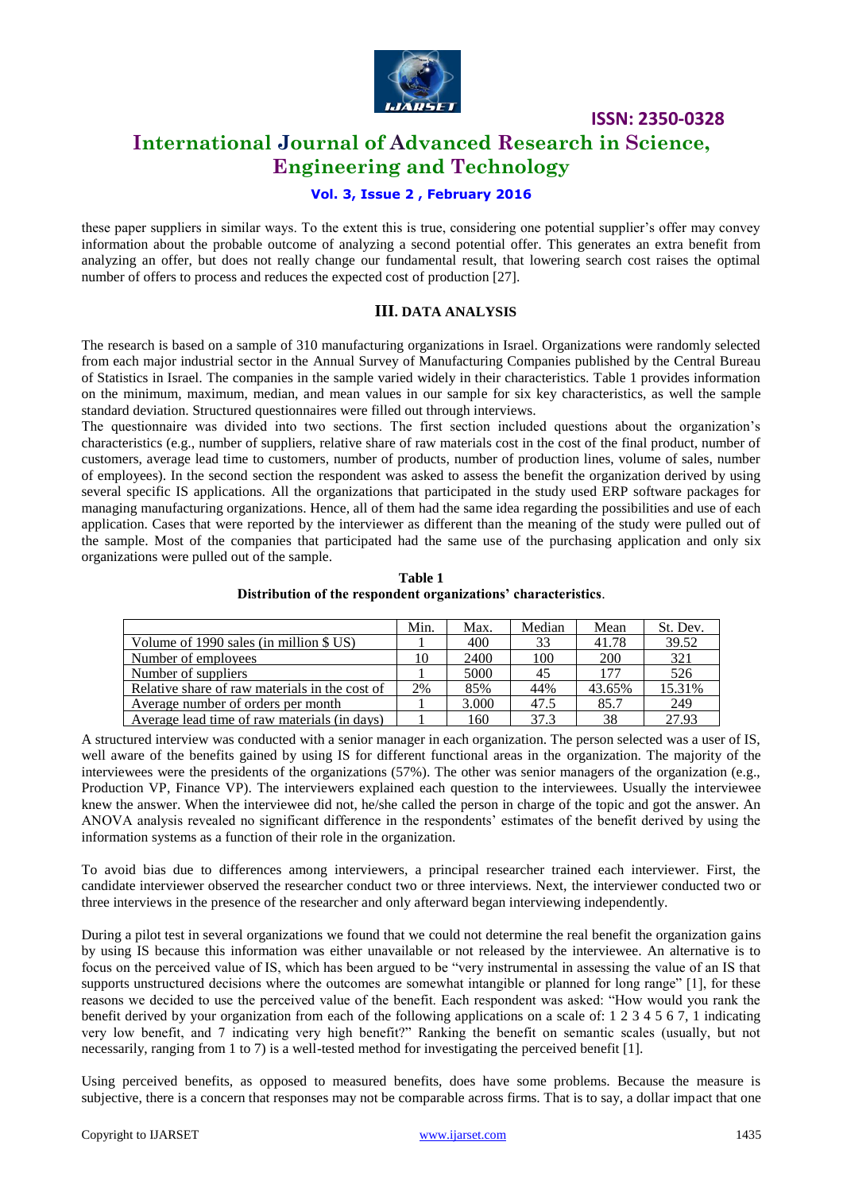these paper suppliers in similar ways. To the extent this is true, considering one potential supplier's offer may convey information about the probable outcome of analyzing a second potential offer. This generates an extra benefit from analyzing an offer, but does not really change our fundamental result, that lowering search cost raises the optimal number of offers to process and reduces the expected cost of production [27].

## III. DATA ANALYSIS

The research is based on a sample of 310 manufacturing organizations in Israel. Organizations were randomly selected from each major industrial sector in the Annual Survey of Manufacturing Companies published by the Central Bureau of Statistics in Israel. The companies in the sample varied widely in their characteristics. Table 1 provides information on the minimum, maximum, median, and mean values in our sample for six key characteristics, as well the sample standard deviation. Structured questionnaires were filled out through interviews.

The questionnaire was divided into two sections. The first section included questions about the organization's characteristics (e.g., number of suppliers, relative share of raw materials cost in the cost of the final product, number of customers, average lead time to customers, number of products, number of production lines, volume of sales, number of employees). In the second section the respondent was asked to assess the benefit the organization derived by using several specific IS applications. All the organizations that participated in the study used ERP software packages for managing manufacturing organizations. Hence, all of them had the same idea regarding the possibilities and use of each application. Cases that were reported by the interviewer as different than the meaning of the study were pulled out of the sample. Most of the companies that participated had the same use of the purchasing application and only six organizations were pulled out of the sample.

**Table 1**
**Distribution of the respondent organizations' characteristics**.

| | Min. | Max. | Median | Mean | St. Dev. |
|---|---|---|---|---|---|
| Volume of 1990 sales (in million $ US) | 1 | 400 | 33 | 41.78 | 39.52 |
| Number of employees | 10 | 2400 | 100 | 200 | 321 |
| Number of suppliers | 1 | 5000 | 45 | 177 | 526 |
| Relative share of raw materials in the cost of | 2% | 85% | 44% | 43.65% | 15.31% |
| Average number of orders per month | 1 | 3.000 | 47.5 | 85.7 | 249 |
| Average lead time of raw materials (in days) | 1 | 160 | 37.3 | 38 | 27.93 |

A structured interview was conducted with a senior manager in each organization. The person selected was a user of IS, well aware of the benefits gained by using IS for different functional areas in the organization. The majority of the interviewees were the presidents of the organizations (57%). The other was senior managers of the organization (e.g., Production VP, Finance VP). The interviewers explained each question to the interviewees. Usually the interviewee knew the answer. When the interviewee did not, he/she called the person in charge of the topic and got the answer. An ANOVA analysis revealed no significant difference in the respondents' estimates of the benefit derived by using the information systems as a function of their role in the organization.

To avoid bias due to differences among interviewers, a principal researcher trained each interviewer. First, the candidate interviewer observed the researcher conduct two or three interviews. Next, the interviewer conducted two or three interviews in the presence of the researcher and only afterward began interviewing independently.

During a pilot test in several organizations we found that we could not determine the real benefit the organization gains by using IS because this information was either unavailable or not released by the interviewee. An alternative is to focus on the perceived value of IS, which has been argued to be "very instrumental in assessing the value of an IS that supports unstructured decisions where the outcomes are somewhat intangible or planned for long range" [1], for these reasons we decided to use the perceived value of the benefit. Each respondent was asked: "How would you rank the benefit derived by your organization from each of the following applications on a scale of: 1 2 3 4 5 6 7, 1 indicating very low benefit, and 7 indicating very high benefit?" Ranking the benefit on semantic scales (usually, but not necessarily, ranging from 1 to 7) is a well-tested method for investigating the perceived benefit [1].

Using perceived benefits, as opposed to measured benefits, does have some problems. Because the measure is subjective, there is a concern that responses may not be comparable across firms. That is to say, a dollar impact that one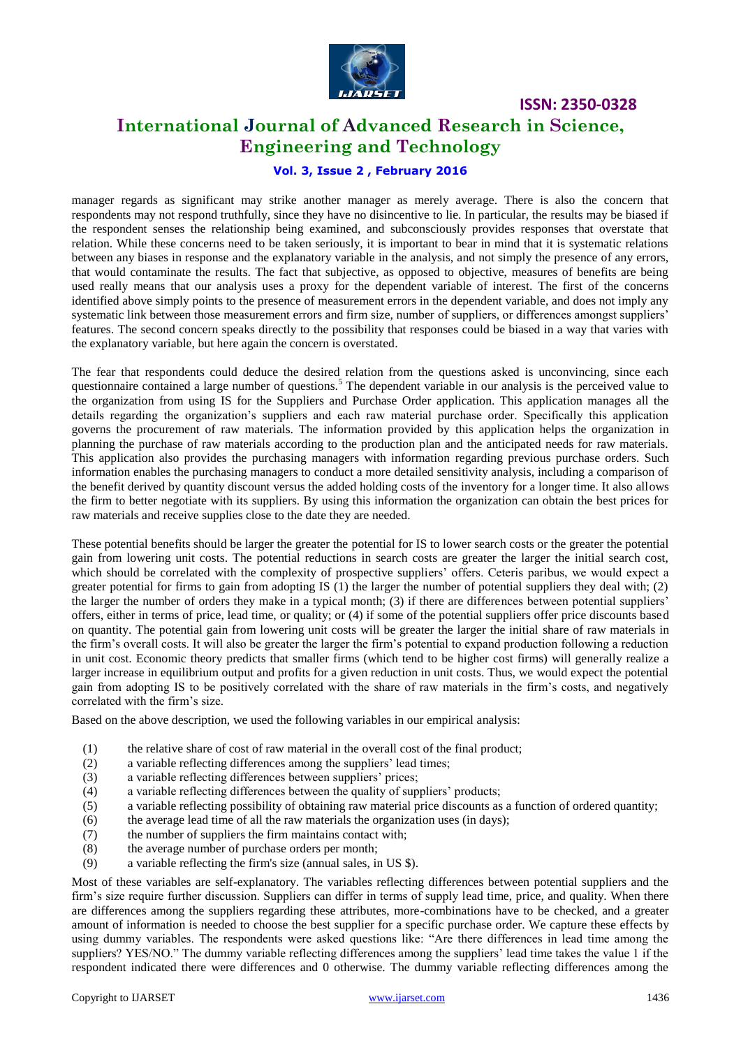manager regards as significant may strike another manager as merely average. There is also the concern that respondents may not respond truthfully, since they have no disincentive to lie. In particular, the results may be biased if the respondent senses the relationship being examined, and subconsciously provides responses that overstate that relation. While these concerns need to be taken seriously, it is important to bear in mind that it is systematic relations between any biases in response and the explanatory variable in the analysis, and not simply the presence of any errors, that would contaminate the results. The fact that subjective, as opposed to objective, measures of benefits are being used really means that our analysis uses a proxy for the dependent variable of interest. The first of the concerns identified above simply points to the presence of measurement errors in the dependent variable, and does not imply any systematic link between those measurement errors and firm size, number of suppliers, or differences amongst suppliers' features. The second concern speaks directly to the possibility that responses could be biased in a way that varies with the explanatory variable, but here again the concern is overstated.

The fear that respondents could deduce the desired relation from the questions asked is unconvincing, since each questionnaire contained a large number of questions.[5] The dependent variable in our analysis is the perceived value to the organization from using IS for the Suppliers and Purchase Order application. This application manages all the details regarding the organization's suppliers and each raw material purchase order. Specifically this application governs the procurement of raw materials. The information provided by this application helps the organization in planning the purchase of raw materials according to the production plan and the anticipated needs for raw materials. This application also provides the purchasing managers with information regarding previous purchase orders. Such information enables the purchasing managers to conduct a more detailed sensitivity analysis, including a comparison of the benefit derived by quantity discount versus the added holding costs of the inventory for a longer time. It also allows the firm to better negotiate with its suppliers. By using this information the organization can obtain the best prices for raw materials and receive supplies close to the date they are needed.

These potential benefits should be larger the greater the potential for IS to lower search costs or the greater the potential gain from lowering unit costs. The potential reductions in search costs are greater the larger the initial search cost, which should be correlated with the complexity of prospective suppliers' offers. Ceteris paribus, we would expect a greater potential for firms to gain from adopting IS (1) the larger the number of potential suppliers they deal with; (2) the larger the number of orders they make in a typical month; (3) if there are differences between potential suppliers' offers, either in terms of price, lead time, or quality; or (4) if some of the potential suppliers offer price discounts based on quantity. The potential gain from lowering unit costs will be greater the larger the initial share of raw materials in the firm's overall costs. It will also be greater the larger the firm's potential to expand production following a reduction in unit cost. Economic theory predicts that smaller firms (which tend to be higher cost firms) will generally realize a larger increase in equilibrium output and profits for a given reduction in unit costs. Thus, we would expect the potential gain from adopting IS to be positively correlated with the share of raw materials in the firm's costs, and negatively correlated with the firm's size.

Based on the above description, we used the following variables in our empirical analysis:

1. the relative share of cost of raw material in the overall cost of the final product;
2. a variable reflecting differences among the suppliers' lead times;
3. a variable reflecting differences between suppliers' prices;
4. a variable reflecting differences between the quality of suppliers' products;
5. a variable reflecting possibility of obtaining raw material price discounts as a function of ordered quantity;
6. the average lead time of all the raw materials the organization uses (in days);
7. the number of suppliers the firm maintains contact with;
8. the average number of purchase orders per month;
9. a variable reflecting the firm's size (annual sales, in US $).

Most of these variables are self-explanatory. The variables reflecting differences between potential suppliers and the firm's size require further discussion. Suppliers can differ in terms of supply lead time, price, and quality. When there are differences among the suppliers regarding these attributes, more-combinations have to be checked, and a greater amount of information is needed to choose the best supplier for a specific purchase order. We capture these effects by using dummy variables. The respondents were asked questions like: "Are there differences in lead time among the suppliers? YES/NO." The dummy variable reflecting differences among the suppliers' lead time takes the value 1 if the respondent indicated there were differences and 0 otherwise. The dummy variable reflecting differences among the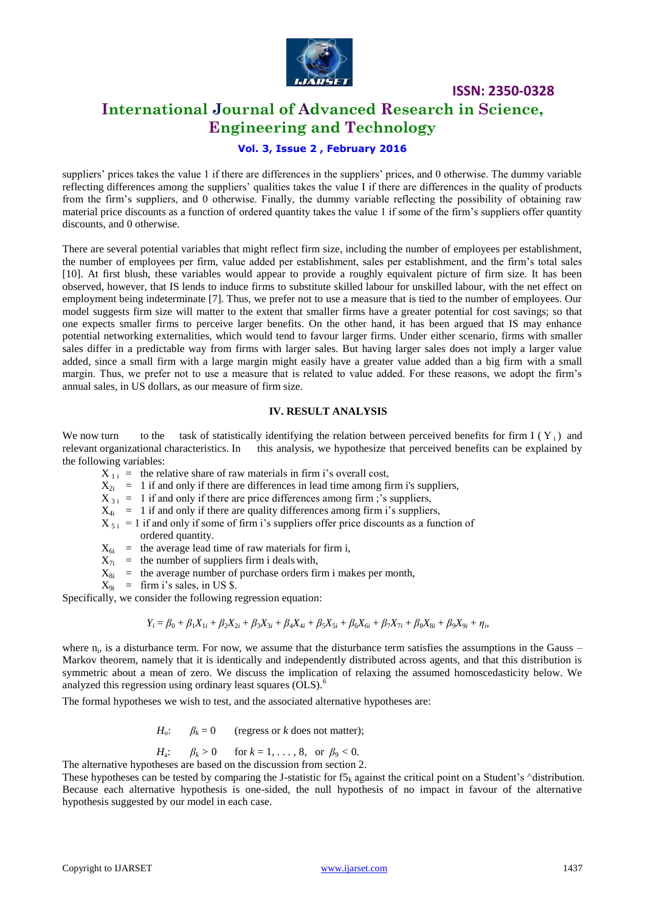suppliers' prices takes the value 1 if there are differences in the suppliers' prices, and 0 otherwise. The dummy variable reflecting differences among the suppliers' qualities takes the value I if there are differences in the quality of products from the firm's suppliers, and 0 otherwise. Finally, the dummy variable reflecting the possibility of obtaining raw material price discounts as a function of ordered quantity takes the value 1 if some of the firm's suppliers offer quantity discounts, and 0 otherwise.

There are several potential variables that might reflect firm size, including the number of employees per establishment, the number of employees per firm, value added per establishment, sales per establishment, and the firm's total sales [10]. At first blush, these variables would appear to provide a roughly equivalent picture of firm size. It has been observed, however, that IS lends to induce firms to substitute skilled labour for unskilled labour, with the net effect on employment being indeterminate [7]. Thus, we prefer not to use a measure that is tied to the number of employees. Our model suggests firm size will matter to the extent that smaller firms have a greater potential for cost savings; so that one expects smaller firms to perceive larger benefits. On the other hand, it has been argued that IS may enhance potential networking externalities, which would tend to favour larger firms. Under either scenario, firms with smaller sales differ in a predictable way from firms with larger sales. But having larger sales does not imply a larger value added, since a small firm with a large margin might easily have a greater value added than a big firm with a small margin. Thus, we prefer not to use a measure that is related to value added. For these reasons, we adopt the firm's annual sales, in US dollars, as our measure of firm size.

## IV. RESULT ANALYSIS

We now turn to the task of statistically identifying the relation between perceived benefits for firm I ( $Y_i$ ) and relevant organizational characteristics. In this analysis, we hypothesize that perceived benefits can be explained by the following variables:

- $X_{1i}$ = the relative share of raw materials in firm i's overall cost,
- $X_{2i}$ = 1 if and only if there are differences in lead time among firm i's suppliers,
- $X_{3i}$ = 1 if and only if there are price differences among firm ;'s suppliers,
- $X_{4i}$ = 1 if and only if there are quality differences among firm i's suppliers,
- $X_{5i}$ = 1 if and only if some of firm i's suppliers offer price discounts as a function of ordered quantity.
- $X_{6i}$ = the average lead time of raw materials for firm i,
- $X_{7i}$ = the number of suppliers firm i deals with,
- $X_{8i}$ = the average number of purchase orders firm i makes per month,
- $X_{9i}$ = firm i's sales, in US \$.

Specifically, we consider the following regression equation:

$$Y_i = \beta_0 + \beta_1 X_{1i} + \beta_2 X_{2i} + \beta_3 X_{3i} + \beta_4 X_{4i} + \beta_5 X_{5i} + \beta_6 X_{6i} + \beta_7 X_{7i} + \beta_8 X_{8i} + \beta_9 X_{9i} + \eta_i,$$

where $n_i$, is a disturbance term. For now, we assume that the disturbance term satisfies the assumptions in the Gauss – Markov theorem, namely that it is identically and independently distributed across agents, and that this distribution is symmetric about a mean of zero. We discuss the implication of relaxing the assumed homoscedasticity below. We analyzed this regression using ordinary least squares (OLS).[6]

The formal hypotheses we wish to test, and the associated alternative hypotheses are:

$H_o$: $\beta_k = 0$ (regress or $k$ does not matter);

$H_a$: $\beta_k > 0$ for $k = 1, \ldots, 8$, or $\beta_9 < 0$.

The alternative hypotheses are based on the discussion from section 2.

These hypotheses can be tested by comparing the J-statistic for $f5_k$ against the critical point on a Student's ^distribution. Because each alternative hypothesis is one-sided, the null hypothesis of no impact in favour of the alternative hypothesis suggested by our model in each case.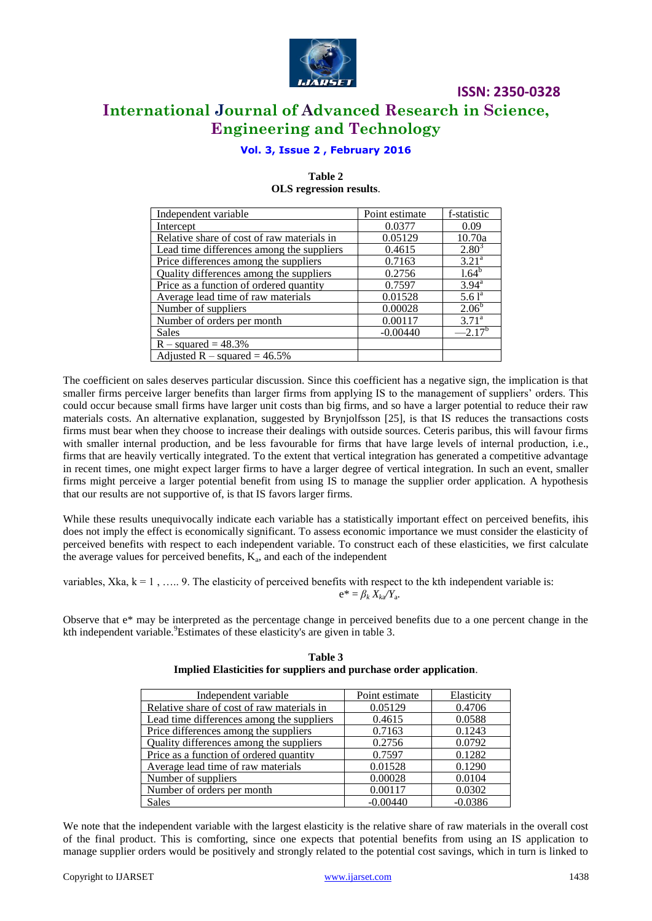**Table 2**
**OLS regression results**.

| Independent variable | Point estimate | f-statistic |
|---|---|---|
| Intercept | 0.0377 | 0.09 |
| Relative share of cost of raw materials in | 0.05129 | 10.70a |
| Lead time differences among the suppliers | 0.4615 | 2.80[3] |
| Price differences among the suppliers | 0.7163 | 3.21[a] |
| Quality differences among the suppliers | 0.2756 | 1.64[b] |
| Price as a function of ordered quantity | 0.7597 | 3.94[a] |
| Average lead time of raw materials | 0.01528 | 5.6 1[a] |
| Number of suppliers | 0.00028 | 2.06[b] |
| Number of orders per month | 0.00117 | 3.71[a] |
| Sales | -0.00440 | —2.17[b] |
| R – squared = 48.3% | | |
| Adjusted R – squared = 46.5% | | |

The coefficient on sales deserves particular discussion. Since this coefficient has a negative sign, the implication is that smaller firms perceive larger benefits than larger firms from applying IS to the management of suppliers' orders. This could occur because small firms have larger unit costs than big firms, and so have a larger potential to reduce their raw materials costs. An alternative explanation, suggested by Brynjolfsson [25], is that IS reduces the transactions costs firms must bear when they choose to increase their dealings with outside sources. Ceteris paribus, this will favour firms with smaller internal production, and be less favourable for firms that have large levels of internal production, i.e., firms that are heavily vertically integrated. To the extent that vertical integration has generated a competitive advantage in recent times, one might expect larger firms to have a larger degree of vertical integration. In such an event, smaller firms might perceive a larger potential benefit from using IS to manage the supplier order application. A hypothesis that our results are not supportive of, is that IS favors larger firms.

While these results unequivocally indicate each variable has a statistically important effect on perceived benefits, ihis does not imply the effect is economically significant. To assess economic importance we must consider the elasticity of perceived benefits with respect to each independent variable. To construct each of these elasticities, we first calculate the average values for perceived benefits, $K_a$, and each of the independent

variables, Xka, k = 1 , ….. 9. The elasticity of perceived benefits with respect to the kth independent variable is:

$$e^* = \beta_k X_{ka}/Y_a.$$

Observe that e* may be interpreted as the percentage change in perceived benefits due to a one percent change in the kth independent variable.[9] Estimates of these elasticity's are given in table 3.

**Table 3**
**Implied Elasticities for suppliers and purchase order application**.

| Independent variable | Point estimate | Elasticity |
|---|---|---|
| Relative share of cost of raw materials in | 0.05129 | 0.4706 |
| Lead time differences among the suppliers | 0.4615 | 0.0588 |
| Price differences among the suppliers | 0.7163 | 0.1243 |
| Quality differences among the suppliers | 0.2756 | 0.0792 |
| Price as a function of ordered quantity | 0.7597 | 0.1282 |
| Average lead time of raw materials | 0.01528 | 0.1290 |
| Number of suppliers | 0.00028 | 0.0104 |
| Number of orders per month | 0.00117 | 0.0302 |
| Sales | -0.00440 | -0.0386 |

We note that the independent variable with the largest elasticity is the relative share of raw materials in the overall cost of the final product. This is comforting, since one expects that potential benefits from using an IS application to manage supplier orders would be positively and strongly related to the potential cost savings, which in turn is linked to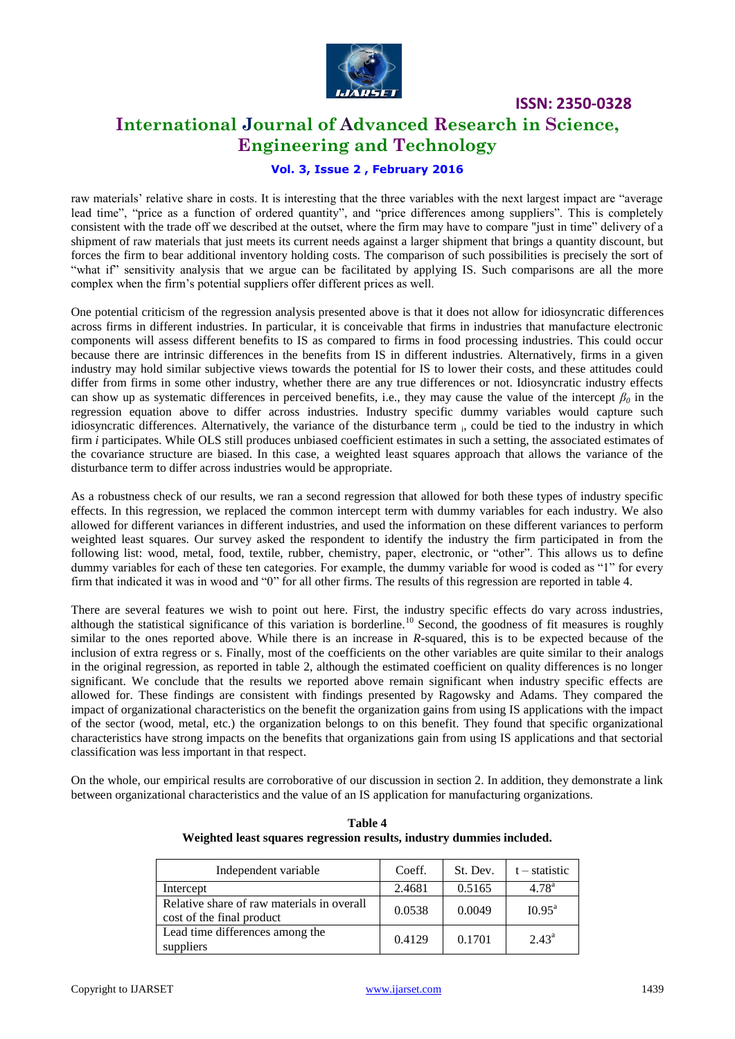raw materials' relative share in costs. It is interesting that the three variables with the next largest impact are "average lead time", "price as a function of ordered quantity", and "price differences among suppliers". This is completely consistent with the trade off we described at the outset, where the firm may have to compare "just in time" delivery of a shipment of raw materials that just meets its current needs against a larger shipment that brings a quantity discount, but forces the firm to bear additional inventory holding costs. The comparison of such possibilities is precisely the sort of "what if" sensitivity analysis that we argue can be facilitated by applying IS. Such comparisons are all the more complex when the firm's potential suppliers offer different prices as well.

One potential criticism of the regression analysis presented above is that it does not allow for idiosyncratic differences across firms in different industries. In particular, it is conceivable that firms in industries that manufacture electronic components will assess different benefits to IS as compared to firms in food processing industries. This could occur because there are intrinsic differences in the benefits from IS in different industries. Alternatively, firms in a given industry may hold similar subjective views towards the potential for IS to lower their costs, and these attitudes could differ from firms in some other industry, whether there are any true differences or not. Idiosyncratic industry effects can show up as systematic differences in perceived benefits, i.e., they may cause the value of the intercept $\beta_0$ in the regression equation above to differ across industries. Industry specific dummy variables would capture such idiosyncratic differences. Alternatively, the variance of the disturbance term $_i$, could be tied to the industry in which firm *i* participates. While OLS still produces unbiased coefficient estimates in such a setting, the associated estimates of the covariance structure are biased. In this case, a weighted least squares approach that allows the variance of the disturbance term to differ across industries would be appropriate.

As a robustness check of our results, we ran a second regression that allowed for both these types of industry specific effects. In this regression, we replaced the common intercept term with dummy variables for each industry. We also allowed for different variances in different industries, and used the information on these different variances to perform weighted least squares. Our survey asked the respondent to identify the industry the firm participated in from the following list: wood, metal, food, textile, rubber, chemistry, paper, electronic, or "other". This allows us to define dummy variables for each of these ten categories. For example, the dummy variable for wood is coded as "1" for every firm that indicated it was in wood and "0" for all other firms. The results of this regression are reported in table 4.

There are several features we wish to point out here. First, the industry specific effects do vary across industries, although the statistical significance of this variation is borderline.[10] Second, the goodness of fit measures is roughly similar to the ones reported above. While there is an increase in *R*-squared, this is to be expected because of the inclusion of extra regress or s. Finally, most of the coefficients on the other variables are quite similar to their analogs in the original regression, as reported in table 2, although the estimated coefficient on quality differences is no longer significant. We conclude that the results we reported above remain significant when industry specific effects are allowed for. These findings are consistent with findings presented by Ragowsky and Adams. They compared the impact of organizational characteristics on the benefit the organization gains from using IS applications with the impact of the sector (wood, metal, etc.) the organization belongs to on this benefit. They found that specific organizational characteristics have strong impacts on the benefits that organizations gain from using IS applications and that sectorial classification was less important in that respect.

On the whole, our empirical results are corroborative of our discussion in section 2. In addition, they demonstrate a link between organizational characteristics and the value of an IS application for manufacturing organizations.

**Table 4**
**Weighted least squares regression results, industry dummies included.**

| Independent variable | Coeff. | St. Dev. | t – statistic |
|---|---|---|---|
| Intercept | 2.4681 | 0.5165 | 4.78[a] |
| Relative share of raw materials in overall cost of the final product | 0.0538 | 0.0049 | I0.95[a] |
| Lead time differences among the suppliers | 0.4129 | 0.1701 | 2.43[a] |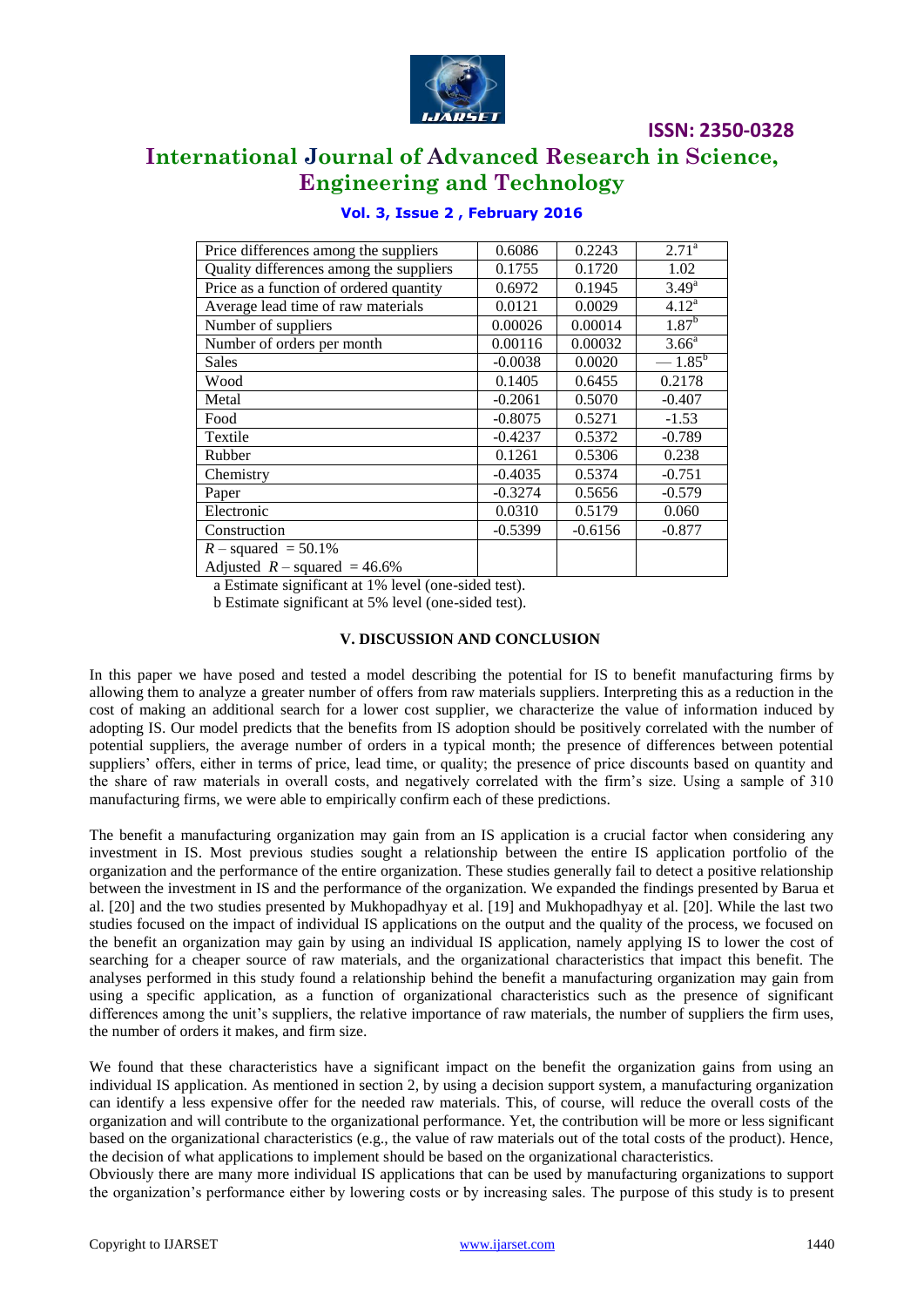| | | | |
|---|---|---|---|
| Price differences among the suppliers | 0.6086 | 0.2243 | 2.71[a] |
| Quality differences among the suppliers | 0.1755 | 0.1720 | 1.02 |
| Price as a function of ordered quantity | 0.6972 | 0.1945 | 3.49[a] |
| Average lead time of raw materials | 0.0121 | 0.0029 | 4.12[a] |
| Number of suppliers | 0.00026 | 0.00014 | 1.87[b] |
| Number of orders per month | 0.00116 | 0.00032 | 3.66[a] |
| Sales | -0.0038 | 0.0020 | — 1.85[b] |
| Wood | 0.1405 | 0.6455 | 0.2178 |
| Metal | -0.2061 | 0.5070 | -0.407 |
| Food | -0.8075 | 0.5271 | -1.53 |
| Textile | -0.4237 | 0.5372 | -0.789 |
| Rubber | 0.1261 | 0.5306 | 0.238 |
| Chemistry | -0.4035 | 0.5374 | -0.751 |
| Paper | -0.3274 | 0.5656 | -0.579 |
| Electronic | 0.0310 | 0.5179 | 0.060 |
| Construction | -0.5399 | -0.6156 | -0.877 |
| $R$ – squared = 50.1%<br>Adjusted $R$ – squared = 46.6% | | | |

a Estimate significant at 1% level (one-sided test).

b Estimate significant at 5% level (one-sided test).

## V. DISCUSSION AND CONCLUSION

In this paper we have posed and tested a model describing the potential for IS to benefit manufacturing firms by allowing them to analyze a greater number of offers from raw materials suppliers. Interpreting this as a reduction in the cost of making an additional search for a lower cost supplier, we characterize the value of information induced by adopting IS. Our model predicts that the benefits from IS adoption should be positively correlated with the number of potential suppliers, the average number of orders in a typical month; the presence of differences between potential suppliers' offers, either in terms of price, lead time, or quality; the presence of price discounts based on quantity and the share of raw materials in overall costs, and negatively correlated with the firm's size. Using a sample of 310 manufacturing firms, we were able to empirically confirm each of these predictions.

The benefit a manufacturing organization may gain from an IS application is a crucial factor when considering any investment in IS. Most previous studies sought a relationship between the entire IS application portfolio of the organization and the performance of the entire organization. These studies generally fail to detect a positive relationship between the investment in IS and the performance of the organization. We expanded the findings presented by Barua et al. [20] and the two studies presented by Mukhopadhyay et al. [19] and Mukhopadhyay et al. [20]. While the last two studies focused on the impact of individual IS applications on the output and the quality of the process, we focused on the benefit an organization may gain by using an individual IS application, namely applying IS to lower the cost of searching for a cheaper source of raw materials, and the organizational characteristics that impact this benefit. The analyses performed in this study found a relationship behind the benefit a manufacturing organization may gain from using a specific application, as a function of organizational characteristics such as the presence of significant differences among the unit's suppliers, the relative importance of raw materials, the number of suppliers the firm uses, the number of orders it makes, and firm size.

We found that these characteristics have a significant impact on the benefit the organization gains from using an individual IS application. As mentioned in section 2, by using a decision support system, a manufacturing organization can identify a less expensive offer for the needed raw materials. This, of course, will reduce the overall costs of the organization and will contribute to the organizational performance. Yet, the contribution will be more or less significant based on the organizational characteristics (e.g., the value of raw materials out of the total costs of the product). Hence, the decision of what applications to implement should be based on the organizational characteristics.

Obviously there are many more individual IS applications that can be used by manufacturing organizations to support the organization's performance either by lowering costs or by increasing sales. The purpose of this study is to present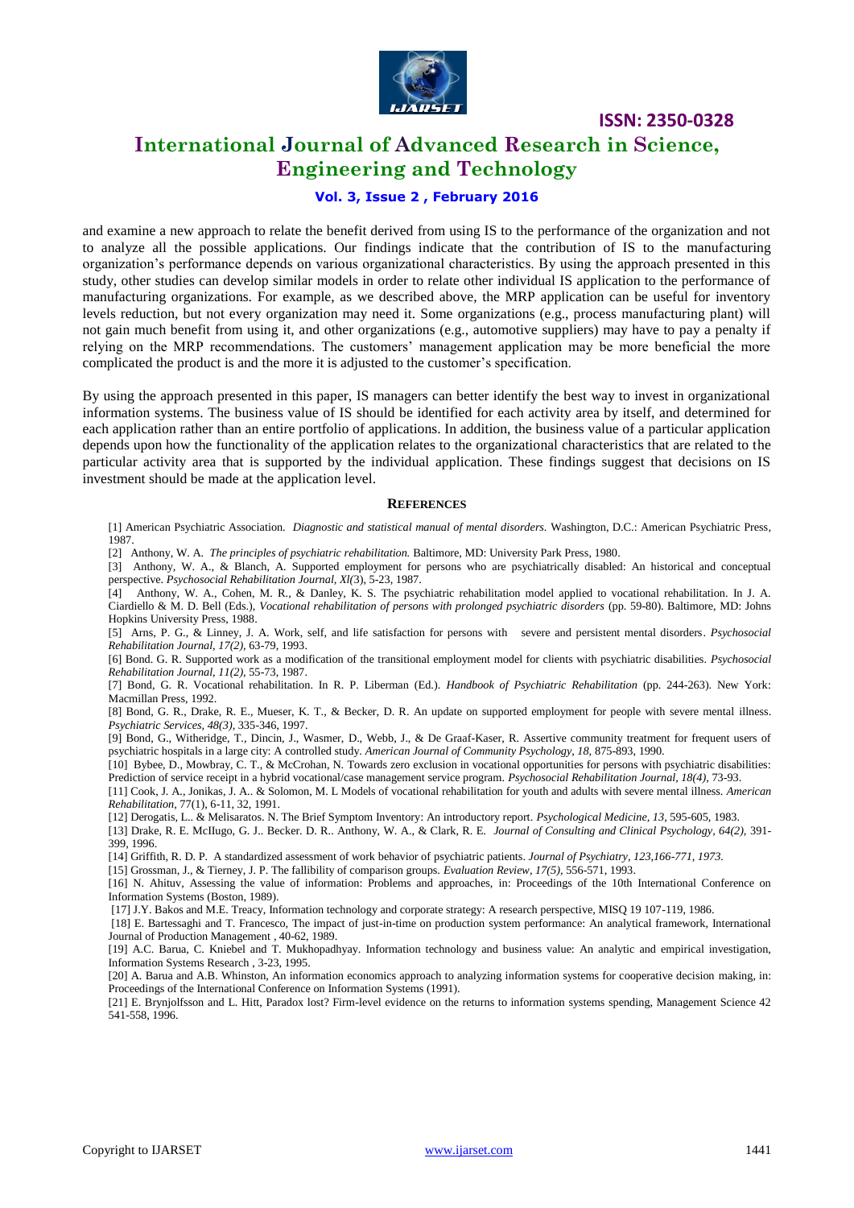and examine a new approach to relate the benefit derived from using IS to the performance of the organization and not to analyze all the possible applications. Our findings indicate that the contribution of IS to the manufacturing organization's performance depends on various organizational characteristics. By using the approach presented in this study, other studies can develop similar models in order to relate other individual IS application to the performance of manufacturing organizations. For example, as we described above, the MRP application can be useful for inventory levels reduction, but not every organization may need it. Some organizations (e.g., process manufacturing plant) will not gain much benefit from using it, and other organizations (e.g., automotive suppliers) may have to pay a penalty if relying on the MRP recommendations. The customers' management application may be more beneficial the more complicated the product is and the more it is adjusted to the customer's specification.

By using the approach presented in this paper, IS managers can better identify the best way to invest in organizational information systems. The business value of IS should be identified for each activity area by itself, and determined for each application rather than an entire portfolio of applications. In addition, the business value of a particular application depends upon how the functionality of the application relates to the organizational characteristics that are related to the particular activity area that is supported by the individual application. These findings suggest that decisions on IS investment should be made at the application level.

## REFERENCES

[1] American Psychiatric Association. *Diagnostic and statistical manual of mental disorders.* Washington, D.C.: American Psychiatric Press, 1987.

[2] Anthony, W. A. *The principles of psychiatric rehabilitation.* Baltimore, MD: University Park Press, 1980.

[3] Anthony, W. A., & Blanch, A. Supported employment for persons who are psychiatrically disabled: An historical and conceptual perspective. *Psychosocial Rehabilitation Journal, Xl(3)*, 5-23, 1987.

[4] Anthony, W. A., Cohen, M. R., & Danley, K. S. The psychiatric rehabilitation model applied to vocational rehabilitation. In J. A. Ciardiello & M. D. Bell (Eds.), *Vocational rehabilitation of persons with prolonged psychiatric disorders* (pp. 59-80). Baltimore, MD: Johns Hopkins University Press, 1988.

[5] Arns, P. G., & Linney, J. A. Work, self, and life satisfaction for persons with severe and persistent mental disorders. *Psychosocial Rehabilitation Journal, 17(2)*, 63-79, 1993.

[6] Bond. G. R. Supported work as a modification of the transitional employment model for clients with psychiatric disabilities. *Psychosocial Rehabilitation Journal, 11(2)*, 55-73, 1987.

[7] Bond, G. R. Vocational rehabilitation. In R. P. Liberman (Ed.). *Handbook of Psychiatric Rehabilitation* (pp. 244-263). New York: Macmillan Press, 1992.

[8] Bond, G. R., Drake, R. E., Mueser, K. T., & Becker, D. R. An update on supported employment for people with severe mental illness. *Psychiatric Services, 48(3)*, 335-346, 1997.

[9] Bond, G., Witheridge, T., Dincin, J., Wasmer, D., Webb, J., & De Graaf-Kaser, R. Assertive community treatment for frequent users of psychiatric hospitals in a large city: A controlled study. *American Journal of Community Psychology, 18*, 875-893, 1990.

[10] Bybee, D., Mowbray, C. T., & McCrohan, N. Towards zero exclusion in vocational opportunities for persons with psychiatric disabilities: Prediction of service receipt in a hybrid vocational/case management service program. *Psychosocial Rehabilitation Journal, 18(4)*, 73-93.

[11] Cook, J. A., Jonikas, J. A.. & Solomon, M. L Models of vocational rehabilitation for youth and adults with severe mental illness. *American Rehabilitation*, 77(1), 6-11, 32, 1991.

[12] Derogatis, L.. & Melisaratos. N. The Brief Symptom Inventory: An introductory report. *Psychological Medicine, 13*, 595-605, 1983.

[13] Drake, R. E. McIlugo, G. J.. Becker. D. R.. Anthony, W. A., & Clark, R. E. *Journal of Consulting and Clinical Psychology, 64(2)*, 391-399, 1996.

[14] Griffith, R. D. P. A standardized assessment of work behavior of psychiatric patients. *Journal of Psychiatry, 123,166-771, 1973.*

[15] Grossman, J., & Tierney, J. P. The fallibility of comparison groups. *Evaluation Review, 17(5)*, 556-571, 1993.

[16] N. Ahituv, Assessing the value of information: Problems and approaches, in: Proceedings of the 10th International Conference on Information Systems (Boston, 1989).

[17] J.Y. Bakos and M.E. Treacy, Information technology and corporate strategy: A research perspective, MISQ 19 107-119, 1986.

[18] E. Bartessaghi and T. Francesco, The impact of just-in-time on production system performance: An analytical framework, International Journal of Production Management , 40-62, 1989.

[19] A.C. Barua, C. Kniebel and T. Mukhopadhyay. Information technology and business value: An analytic and empirical investigation, Information Systems Research , 3-23, 1995.

[20] A. Barua and A.B. Whinston, An information economics approach to analyzing information systems for cooperative decision making, in: Proceedings of the International Conference on Information Systems (1991).

[21] E. Brynjolfsson and L. Hitt, Paradox lost? Firm-level evidence on the returns to information systems spending, Management Science 42 541-558, 1996.